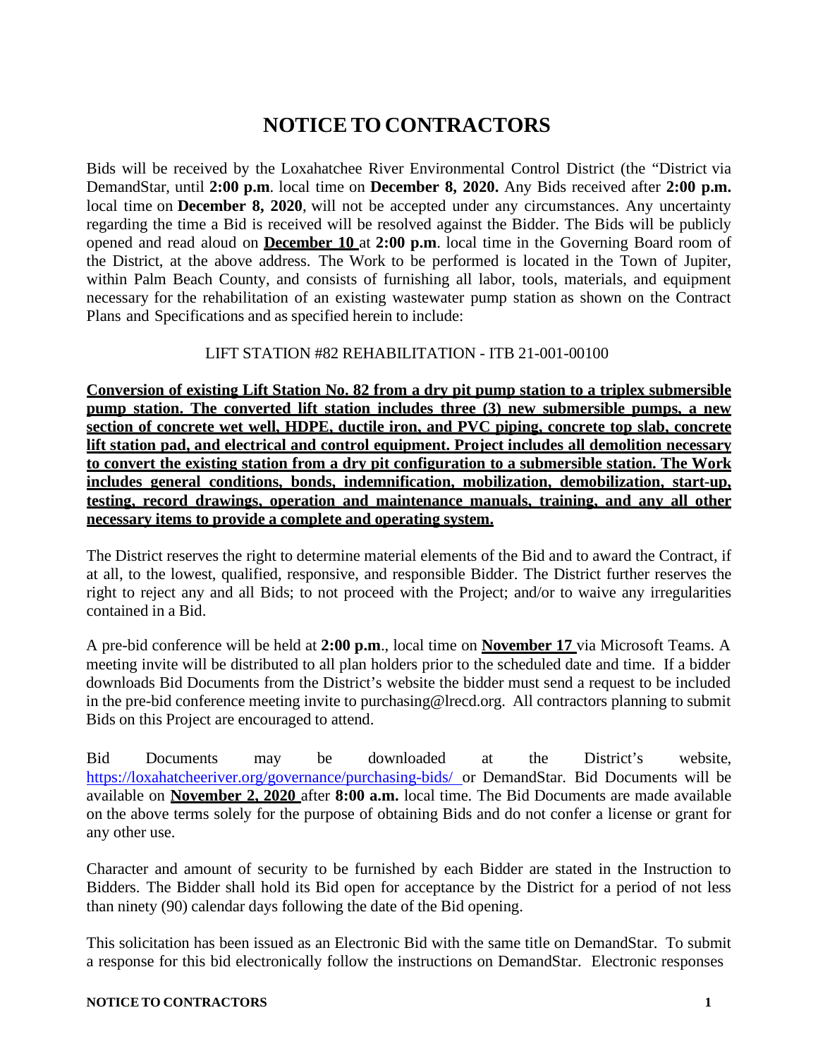# NOTICE TO CONTRACTORS

Bids will be received by the Loxahatchee River Environmental Control District (the "District via DemandStar, until **2:00 p.m**. local time on **December 8, 2020.** Any Bids received after **2:00 p.m.** local time on **December 8, 2020**, will not be accepted under any circumstances. Any uncertainty regarding the time a Bid is received will be resolved against the Bidder. The Bids will be publicly opened and read aloud on **December 10** at **2:00 p.m**. local time in the Governing Board room of the District, at the above address. The Work to be performed is located in the Town of Jupiter, within Palm Beach County, and consists of furnishing all labor, tools, materials, and equipment necessary for the rehabilitation of an existing wastewater pump station as shown on the Contract Plans and Specifications and as specified herein to include:

LIFT STATION #82 REHABILITATION - ITB 21-001-00100

**Conversion of existing Lift Station No. 82 from a dry pit pump station to a triplex submersible pump station. The converted lift station includes three (3) new submersible pumps, a new section of concrete wet well, HDPE, ductile iron, and PVC piping, concrete top slab, concrete lift station pad, and electrical and control equipment. Project includes all demolition necessary to convert the existing station from a dry pit configuration to a submersible station. The Work includes general conditions, bonds, indemnification, mobilization, demobilization, start-up, testing, record drawings, operation and maintenance manuals, training, and any all other necessary items to provide a complete and operating system.**

The District reserves the right to determine material elements of the Bid and to award the Contract, if at all, to the lowest, qualified, responsive, and responsible Bidder. The District further reserves the right to reject any and all Bids; to not proceed with the Project; and/or to waive any irregularities contained in a Bid.

A pre-bid conference will be held at **2:00 p.m**., local time on **November 17** via Microsoft Teams. A meeting invite will be distributed to all plan holders prior to the scheduled date and time. If a bidder downloads Bid Documents from the District's website the bidder must send a request to be included in the pre-bid conference meeting invite to purchasing@lrecd.org. All contractors planning to submit Bids on this Project are encouraged to attend.

Bid Documents may be downloaded at the District's website, https://loxahatcheeriver.org/governance/purchasing-bids/ or DemandStar. Bid Documents will be available on **November 2, 2020** after **8:00 a.m.** local time. The Bid Documents are made available on the above terms solely for the purpose of obtaining Bids and do not confer a license or grant for any other use.

Character and amount of security to be furnished by each Bidder are stated in the Instruction to Bidders. The Bidder shall hold its Bid open for acceptance by the District for a period of not less than ninety (90) calendar days following the date of the Bid opening.

This solicitation has been issued as an Electronic Bid with the same title on DemandStar. To submit a response for this bid electronically follow the instructions on DemandStar. Electronic responses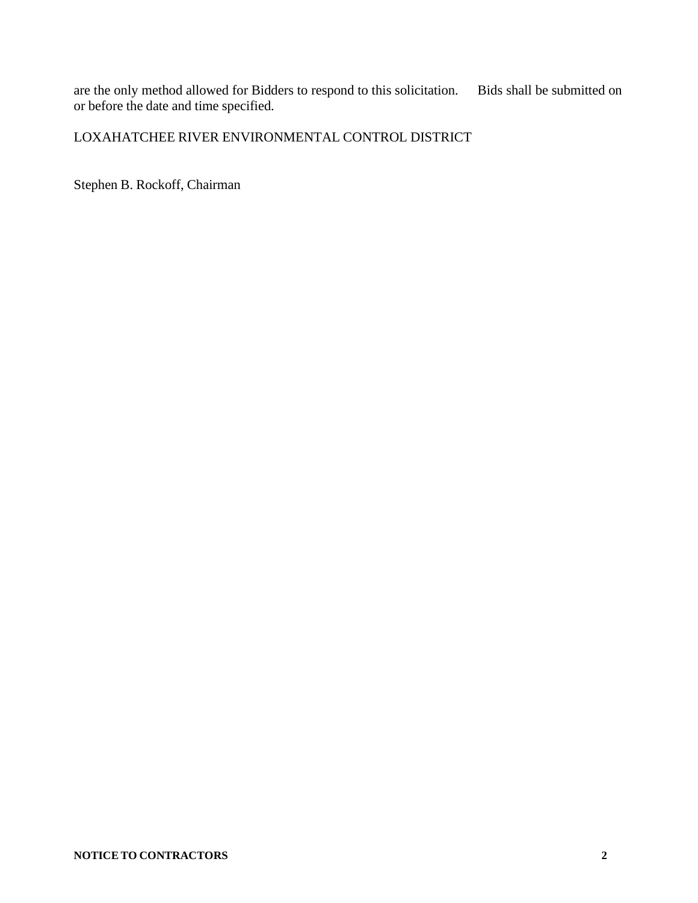are the only method allowed for Bidders to respond to this solicitation. Bids shall be submitted on or before the date and time specified.

LOXAHATCHEE RIVER ENVIRONMENTAL CONTROL DISTRICT

Stephen B. Rockoff, Chairman